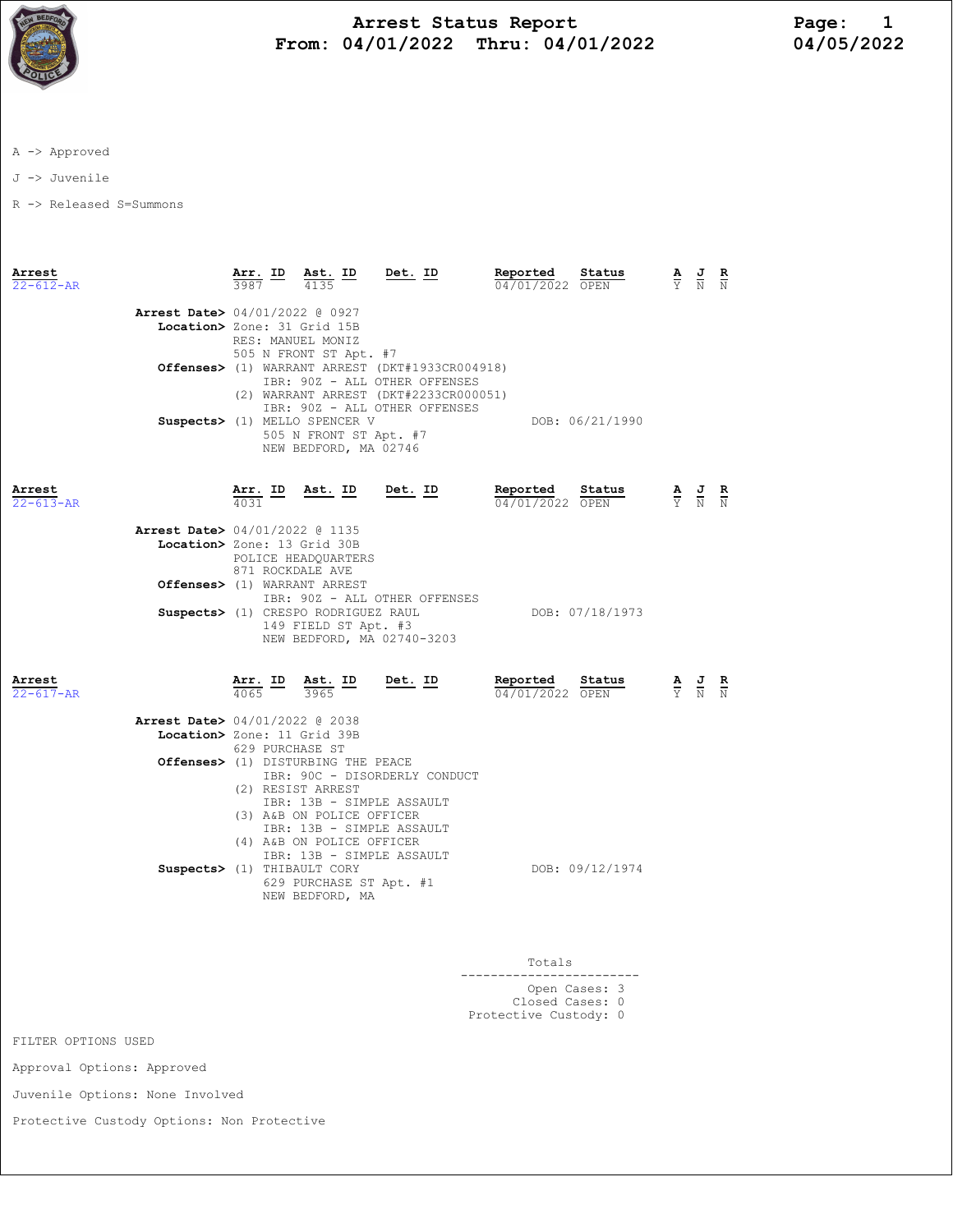# Arrest Status Report

**From: 04/01/2022 Thru: 04/01/2022**

04/05/2022

A -> Approved

J -> Juvenile

R -> Released S=Summons

| Arrest | Arr. ID | Ast. ID | Det. ID | Reported | Status | A | J | R |
|---|---|---|---|---|---|---|---|---|
| 22-612-AR | 3987 | 4135 | | 04/01/2022 | OPEN | Y | N | N |

**Arrest Date>** 04/01/2022 @ 0927
**Location>** Zone: 31 Grid 15B
RES: MANUEL MONIZ
505 N FRONT ST Apt. #7
**Offenses>** (1) WARRANT ARREST (DKT#1933CR004918)
IBR: 90Z - ALL OTHER OFFENSES
(2) WARRANT ARREST (DKT#2233CR000051)
IBR: 90Z - ALL OTHER OFFENSES
**Suspects>** (1) MELLO SPENCER V — DOB: 06/21/1990
505 N FRONT ST Apt. #7
NEW BEDFORD, MA 02746

| Arrest | Arr. ID | Ast. ID | Det. ID | Reported | Status | A | J | R |
|---|---|---|---|---|---|---|---|---|
| 22-613-AR | 4031 | | | 04/01/2022 | OPEN | Y | N | N |

**Arrest Date>** 04/01/2022 @ 1135
**Location>** Zone: 13 Grid 30B
POLICE HEADQUARTERS
871 ROCKDALE AVE
**Offenses>** (1) WARRANT ARREST
IBR: 90Z - ALL OTHER OFFENSES
**Suspects>** (1) CRESPO RODRIGUEZ RAUL — DOB: 07/18/1973
149 FIELD ST Apt. #3
NEW BEDFORD, MA 02740-3203

| Arrest | Arr. ID | Ast. ID | Det. ID | Reported | Status | A | J | R |
|---|---|---|---|---|---|---|---|---|
| 22-617-AR | 4065 | 3965 | | 04/01/2022 | OPEN | Y | N | N |

**Arrest Date>** 04/01/2022 @ 2038
**Location>** Zone: 11 Grid 39B
629 PURCHASE ST
**Offenses>** (1) DISTURBING THE PEACE
IBR: 90C - DISORDERLY CONDUCT
(2) RESIST ARREST
IBR: 13B - SIMPLE ASSAULT
(3) A&B ON POLICE OFFICER
IBR: 13B - SIMPLE ASSAULT
(4) A&B ON POLICE OFFICER
IBR: 13B - SIMPLE ASSAULT
**Suspects>** (1) THIBAULT CORY — DOB: 09/12/1974
629 PURCHASE ST Apt. #1
NEW BEDFORD, MA

**Totals**

Open Cases: 3
Closed Cases: 0
Protective Custody: 0

FILTER OPTIONS USED

Approval Options: Approved

Juvenile Options: None Involved

Protective Custody Options: Non Protective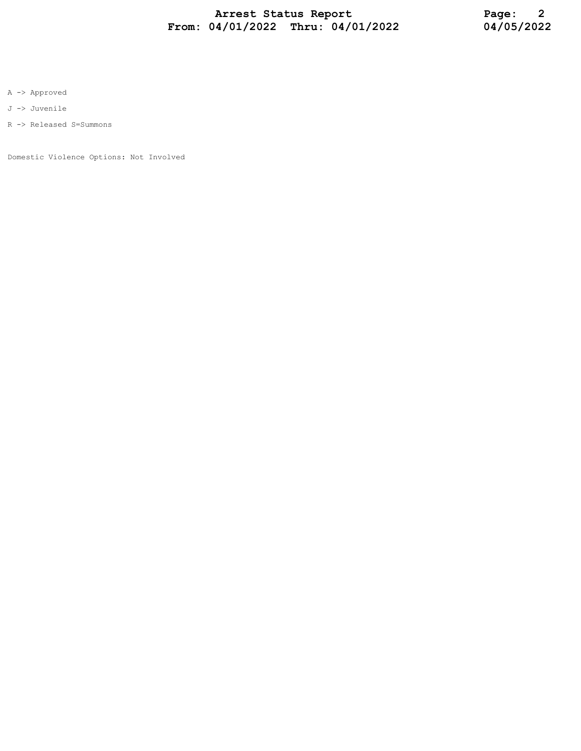A -> Approved

J -> Juvenile

R -> Released S=Summons

Domestic Violence Options: Not Involved